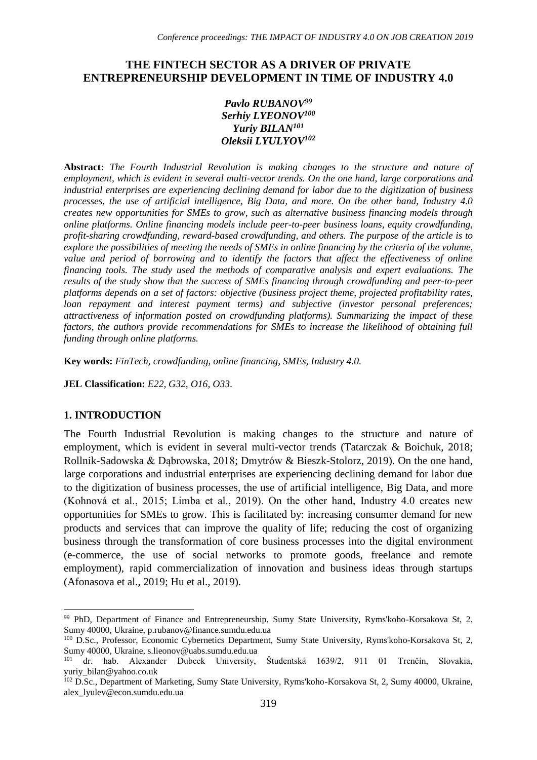# THE FINTECH SECTOR AS A DRIVER OF PRIVATE ENTREPRENEURSHIP DEVELOPMENT IN TIME OF INDUSTRY 4.0

***Pavlo RUBANOV*[99]**
***Serhiy LYEONOV*[100]**
***Yuriy BILAN*[101]**
***Oleksii LYULYOV*[102]**

**Abstract:** *The Fourth Industrial Revolution is making changes to the structure and nature of employment, which is evident in several multi-vector trends. On the one hand, large corporations and industrial enterprises are experiencing declining demand for labor due to the digitization of business processes, the use of artificial intelligence, Big Data, and more. On the other hand, Industry 4.0 creates new opportunities for SMEs to grow, such as alternative business financing models through online platforms. Online financing models include peer-to-peer business loans, equity crowdfunding, profit-sharing crowdfunding, reward-based crowdfunding, and others. The purpose of the article is to explore the possibilities of meeting the needs of SMEs in online financing by the criteria of the volume, value and period of borrowing and to identify the factors that affect the effectiveness of online financing tools. The study used the methods of comparative analysis and expert evaluations. The results of the study show that the success of SMEs financing through crowdfunding and peer-to-peer platforms depends on a set of factors: objective (business project theme, projected profitability rates, loan repayment and interest payment terms) and subjective (investor personal preferences; attractiveness of information posted on crowdfunding platforms). Summarizing the impact of these factors, the authors provide recommendations for SMEs to increase the likelihood of obtaining full funding through online platforms.*

**Key words:** *FinTech, crowdfunding, online financing, SMEs, Industry 4.0.*

**JEL Classification:** *E22, G32, O16, O33.*

## 1. INTRODUCTION

The Fourth Industrial Revolution is making changes to the structure and nature of employment, which is evident in several multi-vector trends (Tatarczak & Boichuk, 2018; Rollnik-Sadowska & Dąbrowska, 2018; Dmytrów & Bieszk-Stolorz, 2019). On the one hand, large corporations and industrial enterprises are experiencing declining demand for labor due to the digitization of business processes, the use of artificial intelligence, Big Data, and more (Kohnová et al., 2015; Limba et al., 2019). On the other hand, Industry 4.0 creates new opportunities for SMEs to grow. This is facilitated by: increasing consumer demand for new products and services that can improve the quality of life; reducing the cost of organizing business through the transformation of core business processes into the digital environment (e-commerce, the use of social networks to promote goods, freelance and remote employment), rapid commercialization of innovation and business ideas through startups (Afonasova et al., 2019; Hu et al., 2019).

---

[99] PhD, Department of Finance and Entrepreneurship, Sumy State University, Ryms'koho-Korsakova St, 2, Sumy 40000, Ukraine, p.rubanov@finance.sumdu.edu.ua

[100] D.Sc., Professor, Economic Cybernetics Department, Sumy State University, Ryms'koho-Korsakova St, 2, Sumy 40000, Ukraine, s.lieonov@uabs.sumdu.edu.ua

[101] dr. hab. Alexander Dubcek University, Študentská 1639/2, 911 01 Trenčín, Slovakia, yuriy_bilan@yahoo.co.uk

[102] D.Sc., Department of Marketing, Sumy State University, Ryms'koho-Korsakova St, 2, Sumy 40000, Ukraine, alex_lyulev@econ.sumdu.edu.ua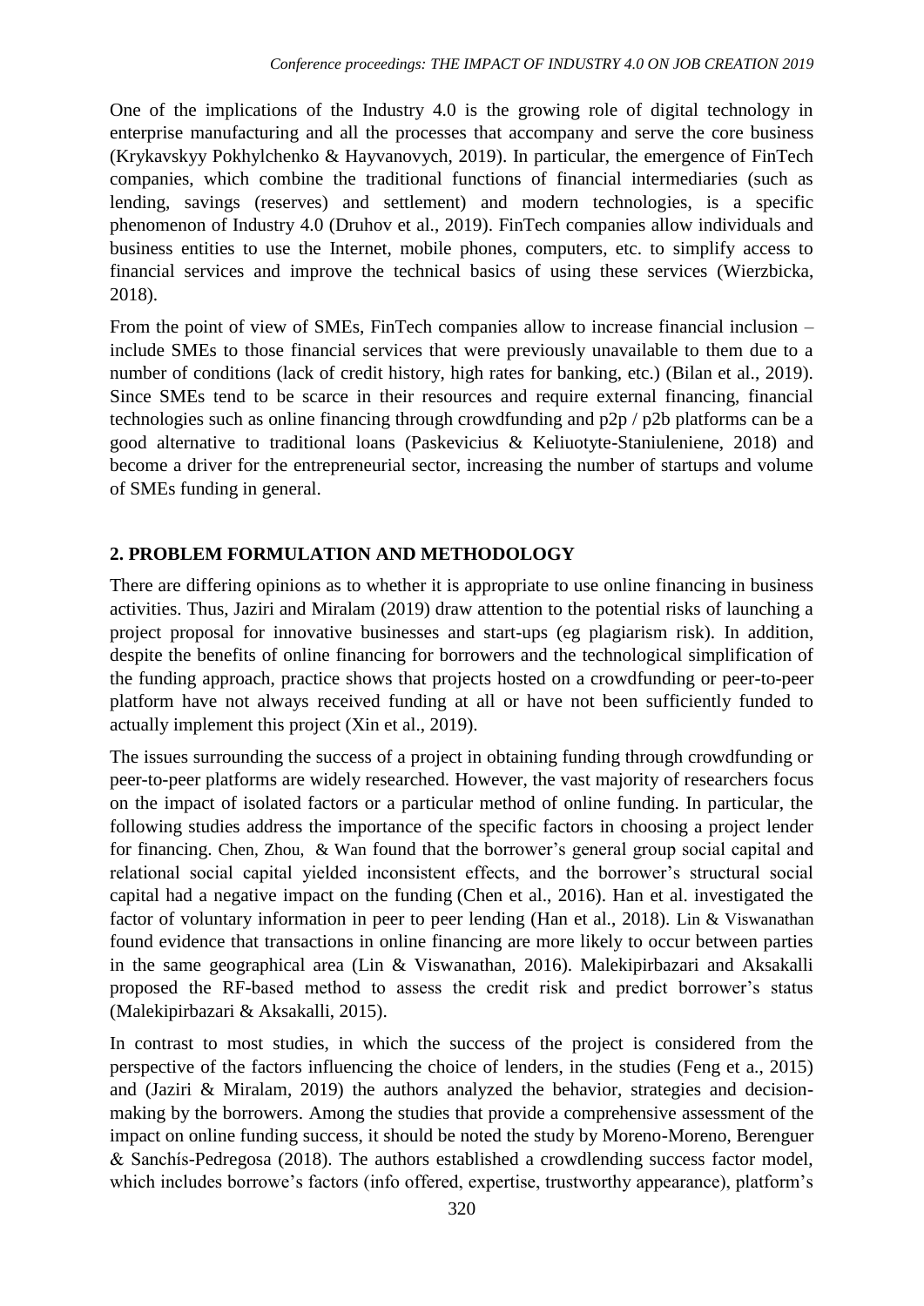One of the implications of the Industry 4.0 is the growing role of digital technology in enterprise manufacturing and all the processes that accompany and serve the core business (Krykavskyy Pokhylchenko & Hayvanovych, 2019). In particular, the emergence of FinTech companies, which combine the traditional functions of financial intermediaries (such as lending, savings (reserves) and settlement) and modern technologies, is a specific phenomenon of Industry 4.0 (Druhov et al., 2019). FinTech companies allow individuals and business entities to use the Internet, mobile phones, computers, etc. to simplify access to financial services and improve the technical basics of using these services (Wierzbicka, 2018).

From the point of view of SMEs, FinTech companies allow to increase financial inclusion – include SMEs to those financial services that were previously unavailable to them due to a number of conditions (lack of credit history, high rates for banking, etc.) (Bilan et al., 2019). Since SMEs tend to be scarce in their resources and require external financing, financial technologies such as online financing through crowdfunding and p2p / p2b platforms can be a good alternative to traditional loans (Paskevicius & Keliuotyte-Staniuleniene, 2018) and become a driver for the entrepreneurial sector, increasing the number of startups and volume of SMEs funding in general.

## 2. PROBLEM FORMULATION AND METHODOLOGY

There are differing opinions as to whether it is appropriate to use online financing in business activities. Thus, Jaziri and Miralam (2019) draw attention to the potential risks of launching a project proposal for innovative businesses and start-ups (eg plagiarism risk). In addition, despite the benefits of online financing for borrowers and the technological simplification of the funding approach, practice shows that projects hosted on a crowdfunding or peer-to-peer platform have not always received funding at all or have not been sufficiently funded to actually implement this project (Xin et al., 2019).

The issues surrounding the success of a project in obtaining funding through crowdfunding or peer-to-peer platforms are widely researched. However, the vast majority of researchers focus on the impact of isolated factors or a particular method of online funding. In particular, the following studies address the importance of the specific factors in choosing a project lender for financing. Chen, Zhou, & Wan found that the borrower's general group social capital and relational social capital yielded inconsistent effects, and the borrower's structural social capital had a negative impact on the funding (Chen et al., 2016). Han et al. investigated the factor of voluntary information in peer to peer lending (Han et al., 2018). Lin & Viswanathan found evidence that transactions in online financing are more likely to occur between parties in the same geographical area (Lin & Viswanathan, 2016). Malekipirbazari and Aksakalli proposed the RF-based method to assess the credit risk and predict borrower's status (Malekipirbazari & Aksakalli, 2015).

In contrast to most studies, in which the success of the project is considered from the perspective of the factors influencing the choice of lenders, in the studies (Feng et a., 2015) and (Jaziri & Miralam, 2019) the authors analyzed the behavior, strategies and decision-making by the borrowers. Among the studies that provide a comprehensive assessment of the impact on online funding success, it should be noted the study by Moreno-Moreno, Berenguer & Sanchís-Pedregosa (2018). The authors established a crowdlending success factor model, which includes borrowe's factors (info offered, expertise, trustworthy appearance), platform's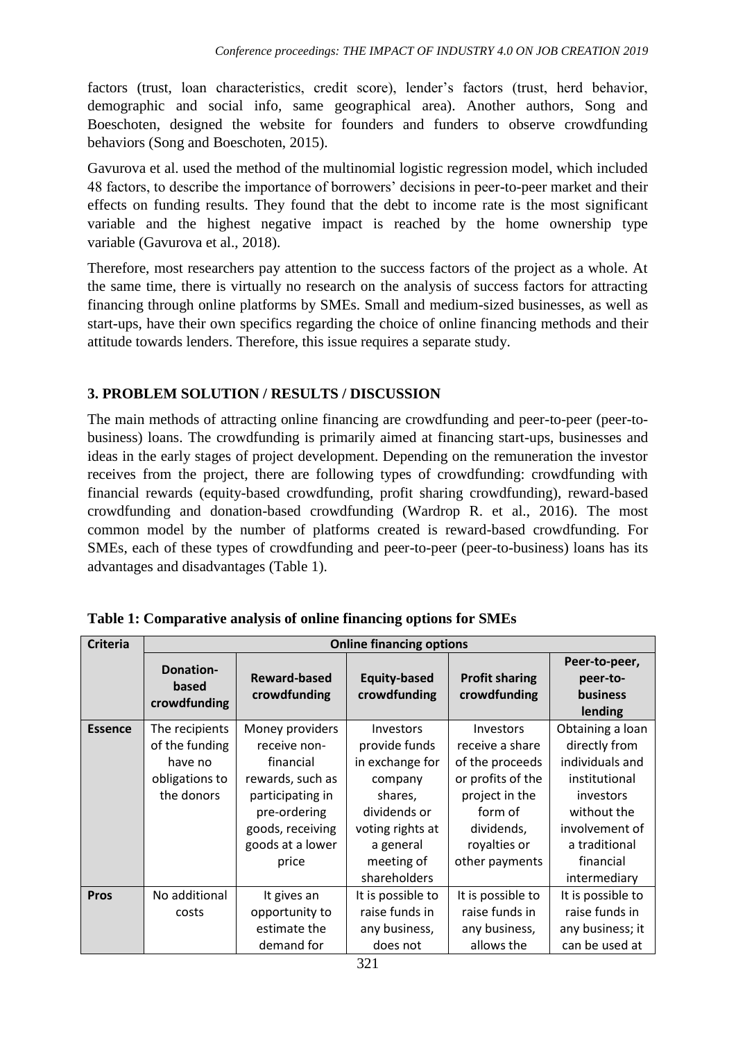factors (trust, loan characteristics, credit score), lender's factors (trust, herd behavior, demographic and social info, same geographical area). Another authors, Song and Boeschoten, designed the website for founders and funders to observe crowdfunding behaviors (Song and Boeschoten, 2015).

Gavurova et al. used the method of the multinomial logistic regression model, which included 48 factors, to describe the importance of borrowers' decisions in peer-to-peer market and their effects on funding results. They found that the debt to income rate is the most significant variable and the highest negative impact is reached by the home ownership type variable (Gavurova et al., 2018).

Therefore, most researchers pay attention to the success factors of the project as a whole. At the same time, there is virtually no research on the analysis of success factors for attracting financing through online platforms by SMEs. Small and medium-sized businesses, as well as start-ups, have their own specifics regarding the choice of online financing methods and their attitude towards lenders. Therefore, this issue requires a separate study.

## 3. PROBLEM SOLUTION / RESULTS / DISCUSSION

The main methods of attracting online financing are crowdfunding and peer-to-peer (peer-to-business) loans. The crowdfunding is primarily aimed at financing start-ups, businesses and ideas in the early stages of project development. Depending on the remuneration the investor receives from the project, there are following types of crowdfunding: crowdfunding with financial rewards (equity-based crowdfunding, profit sharing crowdfunding), reward-based crowdfunding and donation-based crowdfunding (Wardrop R. et al., 2016). The most common model by the number of platforms created is reward-based crowdfunding. For SMEs, each of these types of crowdfunding and peer-to-peer (peer-to-business) loans has its advantages and disadvantages (Table 1).

**Table 1: Comparative analysis of online financing options for SMEs**

| Criteria | Online financing options | | | | |
|---|---|---|---|---|---|
| | **Donation-based crowdfunding** | **Reward-based crowdfunding** | **Equity-based crowdfunding** | **Profit sharing crowdfunding** | **Peer-to-peer, peer-to-business lending** |
| **Essence** | The recipients of the funding have no obligations to the donors | Money providers receive non-financial rewards, such as participating in pre-ordering goods, receiving goods at a lower price | Investors provide funds in exchange for company shares, dividends or voting rights at a general meeting of shareholders | Investors receive a share of the proceeds or profits of the project in the form of dividends, royalties or other payments | Obtaining a loan directly from individuals and institutional investors without the involvement of a traditional financial intermediary |
| **Pros** | No additional costs | It gives an opportunity to estimate the demand for | It is possible to raise funds in any business, does not | It is possible to raise funds in any business, allows the | It is possible to raise funds in any business; it can be used at |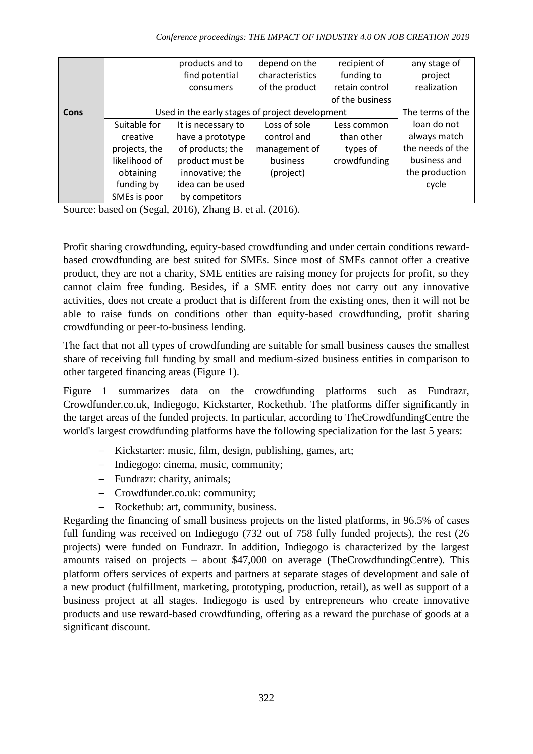|  |  | products and to find potential consumers | depend on the characteristics of the product | recipient of funding to retain control of the business | any stage of project realization |
|---|---|---|---|---|---|
| **Cons** | Used in the early stages of project development | | | | The terms of the loan do not always match the needs of the business and the production cycle |
|  | Suitable for creative projects, the likelihood of obtaining funding by SMEs is poor | It is necessary to have a prototype of products; the product must be innovative; the idea can be used by competitors | Loss of sole control and management of business (project) | Less common than other types of crowdfunding |  |

Source: based on (Segal, 2016), Zhang B. et al. (2016).

Profit sharing crowdfunding, equity-based crowdfunding and under certain conditions reward-based crowdfunding are best suited for SMEs. Since most of SMEs cannot offer a creative product, they are not a charity, SME entities are raising money for projects for profit, so they cannot claim free funding. Besides, if a SME entity does not carry out any innovative activities, does not create a product that is different from the existing ones, then it will not be able to raise funds on conditions other than equity-based crowdfunding, profit sharing crowdfunding or peer-to-business lending.

The fact that not all types of crowdfunding are suitable for small business causes the smallest share of receiving full funding by small and medium-sized business entities in comparison to other targeted financing areas (Figure 1).

Figure 1 summarizes data on the crowdfunding platforms such as Fundrazr, Crowdfunder.co.uk, Indiegogo, Kickstarter, Rockethub. The platforms differ significantly in the target areas of the funded projects. In particular, according to TheCrowdfundingCentre the world's largest crowdfunding platforms have the following specialization for the last 5 years:

- Kickstarter: music, film, design, publishing, games, art;
- Indiegogo: cinema, music, community;
- Fundrazr: charity, animals;
- Crowdfunder.co.uk: community;
- Rockethub: art, community, business.

Regarding the financing of small business projects on the listed platforms, in 96.5% of cases full funding was received on Indiegogo (732 out of 758 fully funded projects), the rest (26 projects) were funded on Fundrazr. In addition, Indiegogo is characterized by the largest amounts raised on projects – about $47,000 on average (TheCrowdfundingCentre). This platform offers services of experts and partners at separate stages of development and sale of a new product (fulfillment, marketing, prototyping, production, retail), as well as support of a business project at all stages. Indiegogo is used by entrepreneurs who create innovative products and use reward-based crowdfunding, offering as a reward the purchase of goods at a significant discount.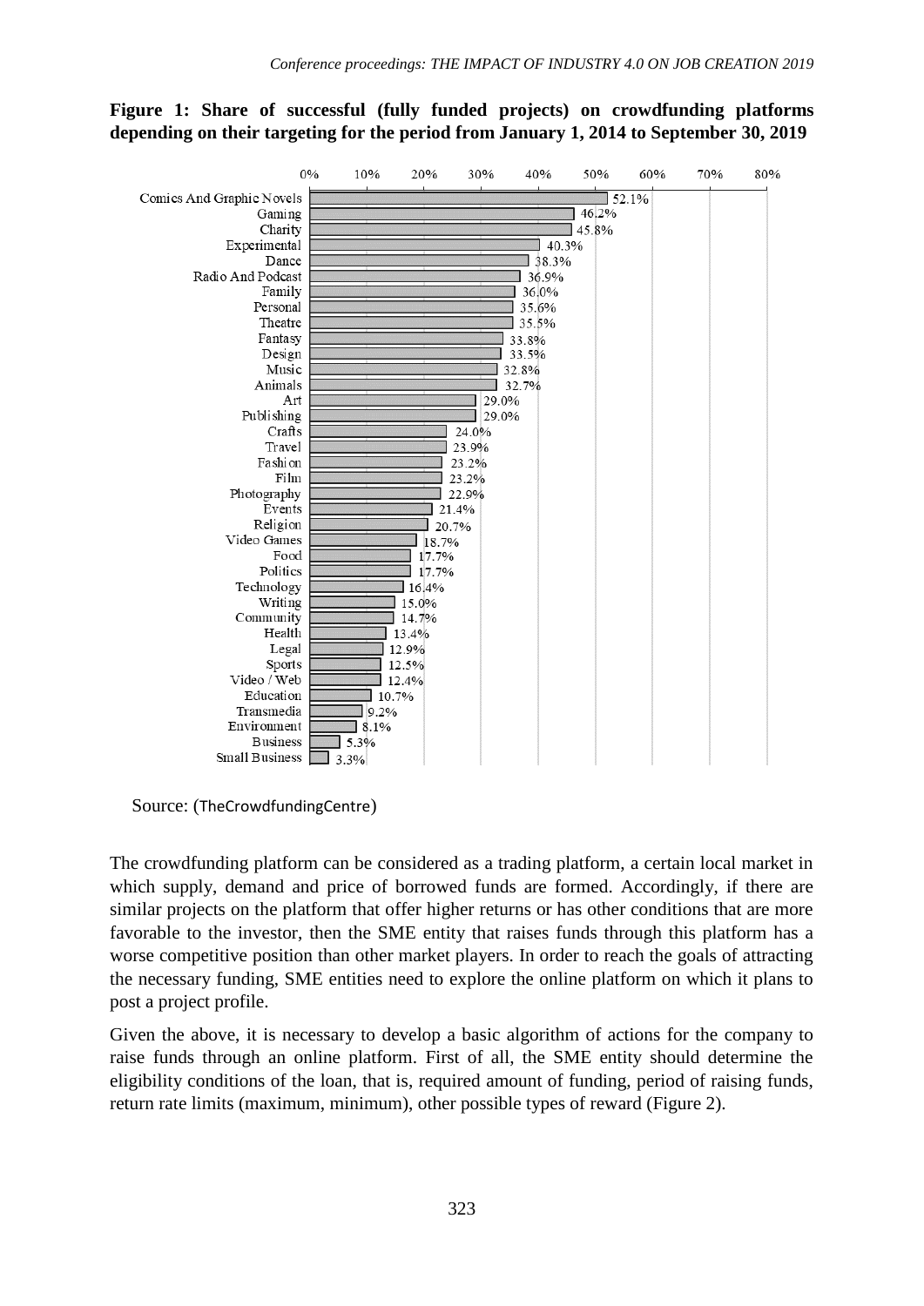**Figure 1: Share of successful (fully funded projects) on crowdfunding platforms depending on their targeting for the period from January 1, 2014 to September 30, 2019**

| Category | Share of successful projects |
|---|---|
| Comics And Graphic Novels | 52.1% |
| Gaming | 46.2% |
| Charity | 45.8% |
| Experimental | 40.3% |
| Dance | 38.3% |
| Radio And Podcast | 36.9% |
| Family | 36.0% |
| Personal | 35.6% |
| Theatre | 35.5% |
| Fantasy | 33.8% |
| Design | 33.5% |
| Music | 32.8% |
| Animals | 32.7% |
| Art | 29.0% |
| Publishing | 29.0% |
| Crafts | 24.0% |
| Travel | 23.9% |
| Fashion | 23.2% |
| Film | 23.2% |
| Photography | 22.9% |
| Events | 21.4% |
| Religion | 20.7% |
| Video Games | 18.7% |
| Food | 17.7% |
| Politics | 17.7% |
| Technology | 16.4% |
| Writing | 15.0% |
| Community | 14.7% |
| Health | 13.4% |
| Legal | 12.9% |
| Sports | 12.5% |
| Video / Web | 12.4% |
| Education | 10.7% |
| Transmedia | 9.2% |
| Environment | 8.1% |
| Business | 5.3% |
| Small Business | 3.3% |

Source: (TheCrowdfundingCentre)

The crowdfunding platform can be considered as a trading platform, a certain local market in which supply, demand and price of borrowed funds are formed. Accordingly, if there are similar projects on the platform that offer higher returns or has other conditions that are more favorable to the investor, then the SME entity that raises funds through this platform has a worse competitive position than other market players. In order to reach the goals of attracting the necessary funding, SME entities need to explore the online platform on which it plans to post a project profile.

Given the above, it is necessary to develop a basic algorithm of actions for the company to raise funds through an online platform. First of all, the SME entity should determine the eligibility conditions of the loan, that is, required amount of funding, period of raising funds, return rate limits (maximum, minimum), other possible types of reward (Figure 2).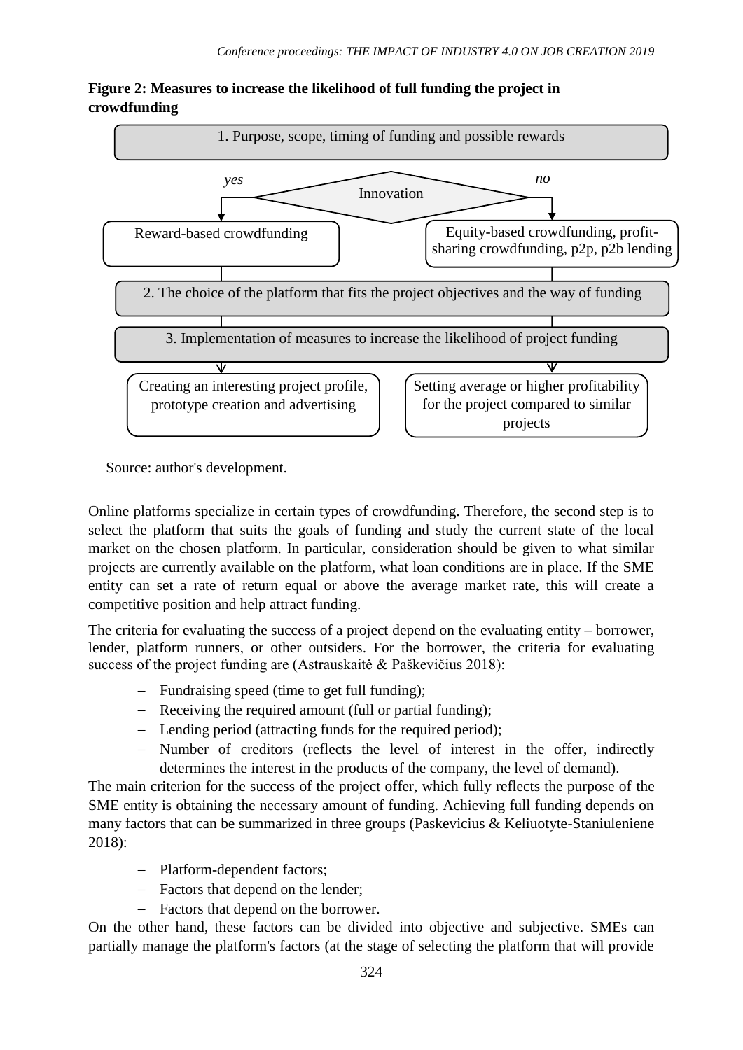**Figure 2: Measures to increase the likelihood of full funding the project in crowdfunding**

1. Purpose, scope, timing of funding and possible rewards

Innovation — *yes*: Reward-based crowdfunding; *no*: Equity-based crowdfunding, profit-sharing crowdfunding, p2p, p2b lending

2. The choice of the platform that fits the project objectives and the way of funding

3. Implementation of measures to increase the likelihood of project funding

- Creating an interesting project profile, prototype creation and advertising
- Setting average or higher profitability for the project compared to similar projects

Source: author's development.

Online platforms specialize in certain types of crowdfunding. Therefore, the second step is to select the platform that suits the goals of funding and study the current state of the local market on the chosen platform. In particular, consideration should be given to what similar projects are currently available on the platform, what loan conditions are in place. If the SME entity can set a rate of return equal or above the average market rate, this will create a competitive position and help attract funding.

The criteria for evaluating the success of a project depend on the evaluating entity – borrower, lender, platform runners, or other outsiders. For the borrower, the criteria for evaluating success of the project funding are (Astrauskaitė & Paškevičius 2018):

- Fundraising speed (time to get full funding);
- Receiving the required amount (full or partial funding);
- Lending period (attracting funds for the required period);
- Number of creditors (reflects the level of interest in the offer, indirectly determines the interest in the products of the company, the level of demand).

The main criterion for the success of the project offer, which fully reflects the purpose of the SME entity is obtaining the necessary amount of funding. Achieving full funding depends on many factors that can be summarized in three groups (Paskevicius & Keliuotyte-Staniuleniene 2018):

- Platform-dependent factors;
- Factors that depend on the lender;
- Factors that depend on the borrower.

On the other hand, these factors can be divided into objective and subjective. SMEs can partially manage the platform's factors (at the stage of selecting the platform that will provide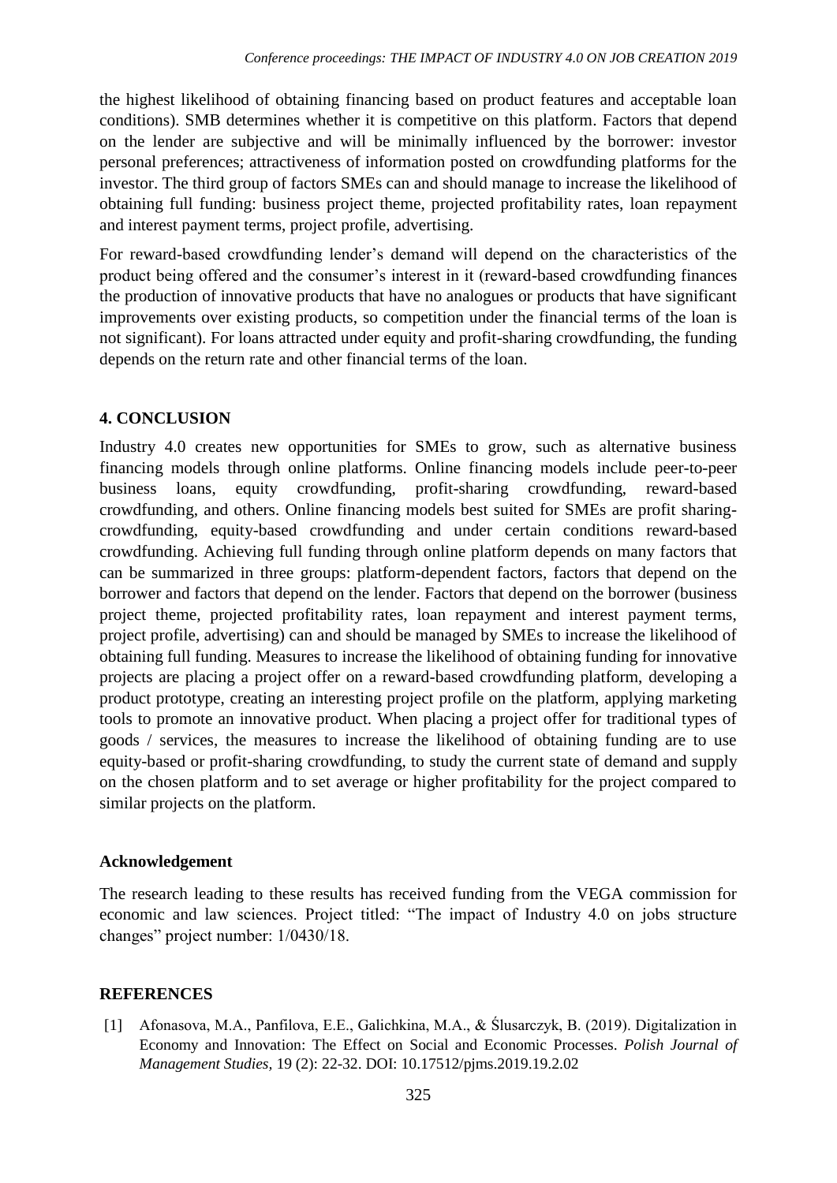the highest likelihood of obtaining financing based on product features and acceptable loan conditions). SMB determines whether it is competitive on this platform. Factors that depend on the lender are subjective and will be minimally influenced by the borrower: investor personal preferences; attractiveness of information posted on crowdfunding platforms for the investor. The third group of factors SMEs can and should manage to increase the likelihood of obtaining full funding: business project theme, projected profitability rates, loan repayment and interest payment terms, project profile, advertising.

For reward-based crowdfunding lender's demand will depend on the characteristics of the product being offered and the consumer's interest in it (reward-based crowdfunding finances the production of innovative products that have no analogues or products that have significant improvements over existing products, so competition under the financial terms of the loan is not significant). For loans attracted under equity and profit-sharing crowdfunding, the funding depends on the return rate and other financial terms of the loan.

## 4. CONCLUSION

Industry 4.0 creates new opportunities for SMEs to grow, such as alternative business financing models through online platforms. Online financing models include peer-to-peer business loans, equity crowdfunding, profit-sharing crowdfunding, reward-based crowdfunding, and others. Online financing models best suited for SMEs are profit sharing-crowdfunding, equity-based crowdfunding and under certain conditions reward-based crowdfunding. Achieving full funding through online platform depends on many factors that can be summarized in three groups: platform-dependent factors, factors that depend on the borrower and factors that depend on the lender. Factors that depend on the borrower (business project theme, projected profitability rates, loan repayment and interest payment terms, project profile, advertising) can and should be managed by SMEs to increase the likelihood of obtaining full funding. Measures to increase the likelihood of obtaining funding for innovative projects are placing a project offer on a reward-based crowdfunding platform, developing a product prototype, creating an interesting project profile on the platform, applying marketing tools to promote an innovative product. When placing a project offer for traditional types of goods / services, the measures to increase the likelihood of obtaining funding are to use equity-based or profit-sharing crowdfunding, to study the current state of demand and supply on the chosen platform and to set average or higher profitability for the project compared to similar projects on the platform.

### Acknowledgement

The research leading to these results has received funding from the VEGA commission for economic and law sciences. Project titled: "The impact of Industry 4.0 on jobs structure changes" project number: 1/0430/18.

## REFERENCES

[1] Afonasova, M.A., Panfilova, E.E., Galichkina, M.A., & Ślusarczyk, B. (2019). Digitalization in Economy and Innovation: The Effect on Social and Economic Processes. *Polish Journal of Management Studies*, 19 (2): 22-32. DOI: 10.17512/pjms.2019.19.2.02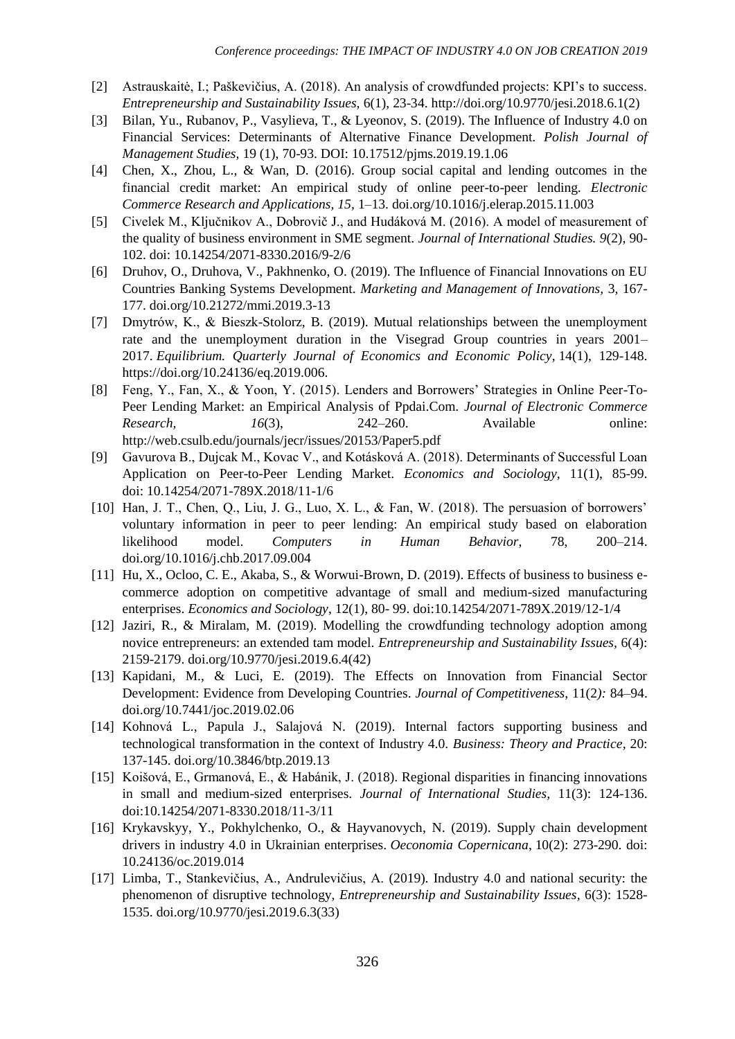[2] Astrauskaitė, I.; Paškevičius, A. (2018). An analysis of crowdfunded projects: KPI's to success. *Entrepreneurship and Sustainability Issues*, 6(1), 23-34. http://doi.org/10.9770/jesi.2018.6.1(2)

[3] Bilan, Yu., Rubanov, P., Vasylieva, T., & Lyeonov, S. (2019). The Influence of Industry 4.0 on Financial Services: Determinants of Alternative Finance Development. *Polish Journal of Management Studies*, 19 (1), 70-93. DOI: 10.17512/pjms.2019.19.1.06

[4] Chen, X., Zhou, L., & Wan, D. (2016). Group social capital and lending outcomes in the financial credit market: An empirical study of online peer-to-peer lending. *Electronic Commerce Research and Applications, 15*, 1–13. doi.org/10.1016/j.elerap.2015.11.003

[5] Civelek M., Ključnikov A., Dobrovič J., and Hudáková M. (2016). A model of measurement of the quality of business environment in SME segment. *Journal of International Studies. 9*(2), 90-102. doi: 10.14254/2071-8330.2016/9-2/6

[6] Druhov, O., Druhova, V., Pakhnenko, O. (2019). The Influence of Financial Innovations on EU Countries Banking Systems Development. *Marketing and Management of Innovations*, 3, 167-177. doi.org/10.21272/mmi.2019.3-13

[7] Dmytrów, K., & Bieszk-Stolorz, B. (2019). Mutual relationships between the unemployment rate and the unemployment duration in the Visegrad Group countries in years 2001–2017. *Equilibrium. Quarterly Journal of Economics and Economic Policy*, 14(1), 129-148. https://doi.org/10.24136/eq.2019.006.

[8] Feng, Y., Fan, X., & Yoon, Y. (2015). Lenders and Borrowers' Strategies in Online Peer-To-Peer Lending Market: an Empirical Analysis of Ppdai.Com. *Journal of Electronic Commerce Research*, *16*(3), 242–260. Available online: http://web.csulb.edu/journals/jecr/issues/20153/Paper5.pdf

[9] Gavurova B., Dujcak M., Kovac V., and Kotásková A. (2018). Determinants of Successful Loan Application on Peer-to-Peer Lending Market. *Economics and Sociology*, 11(1), 85-99. doi: 10.14254/2071-789X.2018/11-1/6

[10] Han, J. T., Chen, Q., Liu, J. G., Luo, X. L., & Fan, W. (2018). The persuasion of borrowers' voluntary information in peer to peer lending: An empirical study based on elaboration likelihood model. *Computers in Human Behavior*, 78, 200–214. doi.org/10.1016/j.chb.2017.09.004

[11] Hu, X., Ocloo, C. E., Akaba, S., & Worwui-Brown, D. (2019). Effects of business to business e-commerce adoption on competitive advantage of small and medium-sized manufacturing enterprises. *Economics and Sociology*, 12(1), 80- 99. doi:10.14254/2071-789X.2019/12-1/4

[12] Jaziri, R., & Miralam, M. (2019). Modelling the crowdfunding technology adoption among novice entrepreneurs: an extended tam model. *Entrepreneurship and Sustainability Issues*, 6(4): 2159-2179. doi.org/10.9770/jesi.2019.6.4(42)

[13] Kapidani, M., & Luci, E. (2019). The Effects on Innovation from Financial Sector Development: Evidence from Developing Countries. *Journal of Competitiveness*, 11(2*):* 84–94. doi.org/10.7441/joc.2019.02.06

[14] Kohnová L., Papula J., Salajová N. (2019). Internal factors supporting business and technological transformation in the context of Industry 4.0. *Business: Theory and Practice*, 20: 137-145. doi.org/10.3846/btp.2019.13

[15] Koišová, E., Grmanová, E., & Habánik, J. (2018). Regional disparities in financing innovations in small and medium-sized enterprises. *Journal of International Studies*, 11(3): 124-136. doi:10.14254/2071-8330.2018/11-3/11

[16] Krykavskyy, Y., Pokhylchenko, O., & Hayvanovych, N. (2019). Supply chain development drivers in industry 4.0 in Ukrainian enterprises. *Oeconomia Copernicana*, 10(2): 273-290. doi: 10.24136/oc.2019.014

[17] Limba, T., Stankevičius, A., Andrulevičius, A. (2019). Industry 4.0 and national security: the phenomenon of disruptive technology, *Entrepreneurship and Sustainability Issues*, 6(3): 1528-1535. doi.org/10.9770/jesi.2019.6.3(33)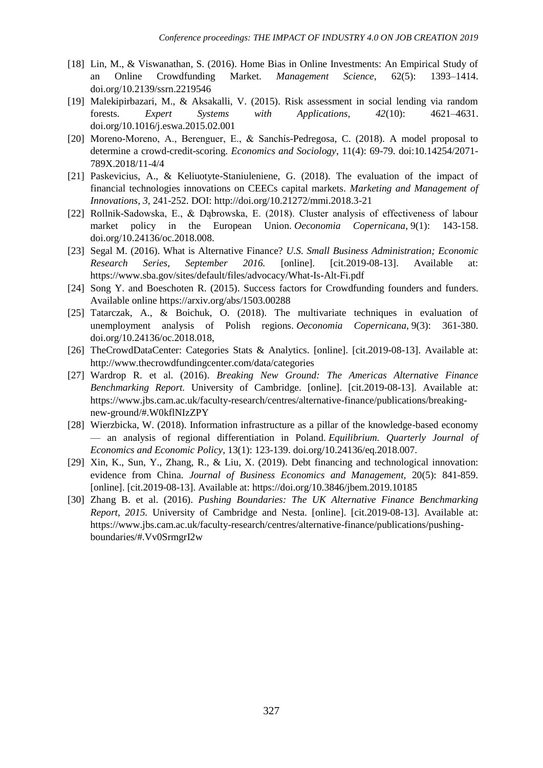[18] Lin, M., & Viswanathan, S. (2016). Home Bias in Online Investments: An Empirical Study of an Online Crowdfunding Market. *Management Science*, 62(5): 1393–1414. doi.org/10.2139/ssrn.2219546

[19] Malekipirbazari, M., & Aksakalli, V. (2015). Risk assessment in social lending via random forests. *Expert Systems with Applications, 42*(10): 4621–4631. doi.org/10.1016/j.eswa.2015.02.001

[20] Moreno-Moreno, A., Berenguer, E., & Sanchís-Pedregosa, C. (2018). A model proposal to determine a crowd-credit-scoring. *Economics and Sociology*, 11(4): 69-79. doi:10.14254/2071-789X.2018/11-4/4

[21] Paskevicius, A., & Keliuotyte-Staniuleniene, G. (2018). The evaluation of the impact of financial technologies innovations on CEECs capital markets. *Marketing and Management of Innovations, 3*, 241-252. DOI: http://doi.org/10.21272/mmi.2018.3-21

[22] Rollnik-Sadowska, E., & Dąbrowska, E. (2018). Cluster analysis of effectiveness of labour market policy in the European Union. *Oeconomia Copernicana*, 9(1): 143-158. doi.org/10.24136/oc.2018.008.

[23] Segal M. (2016). What is Alternative Finance? *U.S. Small Business Administration; Economic Research Series, September 2016.* [online]. [cit.2019-08-13]. Available at: https://www.sba.gov/sites/default/files/advocacy/What-Is-Alt-Fi.pdf

[24] Song Y. and Boeschoten R. (2015). Success factors for Crowdfunding founders and funders. Available online https://arxiv.org/abs/1503.00288

[25] Tatarczak, A., & Boichuk, O. (2018). The multivariate techniques in evaluation of unemployment analysis of Polish regions. *Oeconomia Copernicana*, 9(3): 361-380. doi.org/10.24136/oc.2018.018,

[26] TheCrowdDataCenter: Categories Stats & Analytics. [online]. [cit.2019-08-13]. Available at: http://www.thecrowdfundingcenter.com/data/categories

[27] Wardrop R. et al. (2016). *Breaking New Ground: The Americas Alternative Finance Benchmarking Report.* University of Cambridge. [online]. [cit.2019-08-13]. Available at: https://www.jbs.cam.ac.uk/faculty-research/centres/alternative-finance/publications/breaking-new-ground/#.W0kflNIzZPY

[28] Wierzbicka, W. (2018). Information infrastructure as a pillar of the knowledge-based economy — an analysis of regional differentiation in Poland. *Equilibrium. Quarterly Journal of Economics and Economic Policy*, 13(1): 123-139. doi.org/10.24136/eq.2018.007.

[29] Xin, K., Sun, Y., Zhang, R., & Liu, X. (2019). Debt financing and technological innovation: evidence from China. *Journal of Business Economics and Management,* 20(5): 841-859. [online]. [cit.2019-08-13]. Available at: https://doi.org/10.3846/jbem.2019.10185

[30] Zhang B. et al. (2016). *Pushing Boundaries: The UK Alternative Finance Benchmarking Report, 2015.* University of Cambridge and Nesta. [online]. [cit.2019-08-13]. Available at: https://www.jbs.cam.ac.uk/faculty-research/centres/alternative-finance/publications/pushing-boundaries/#.Vv0SrmgrI2w